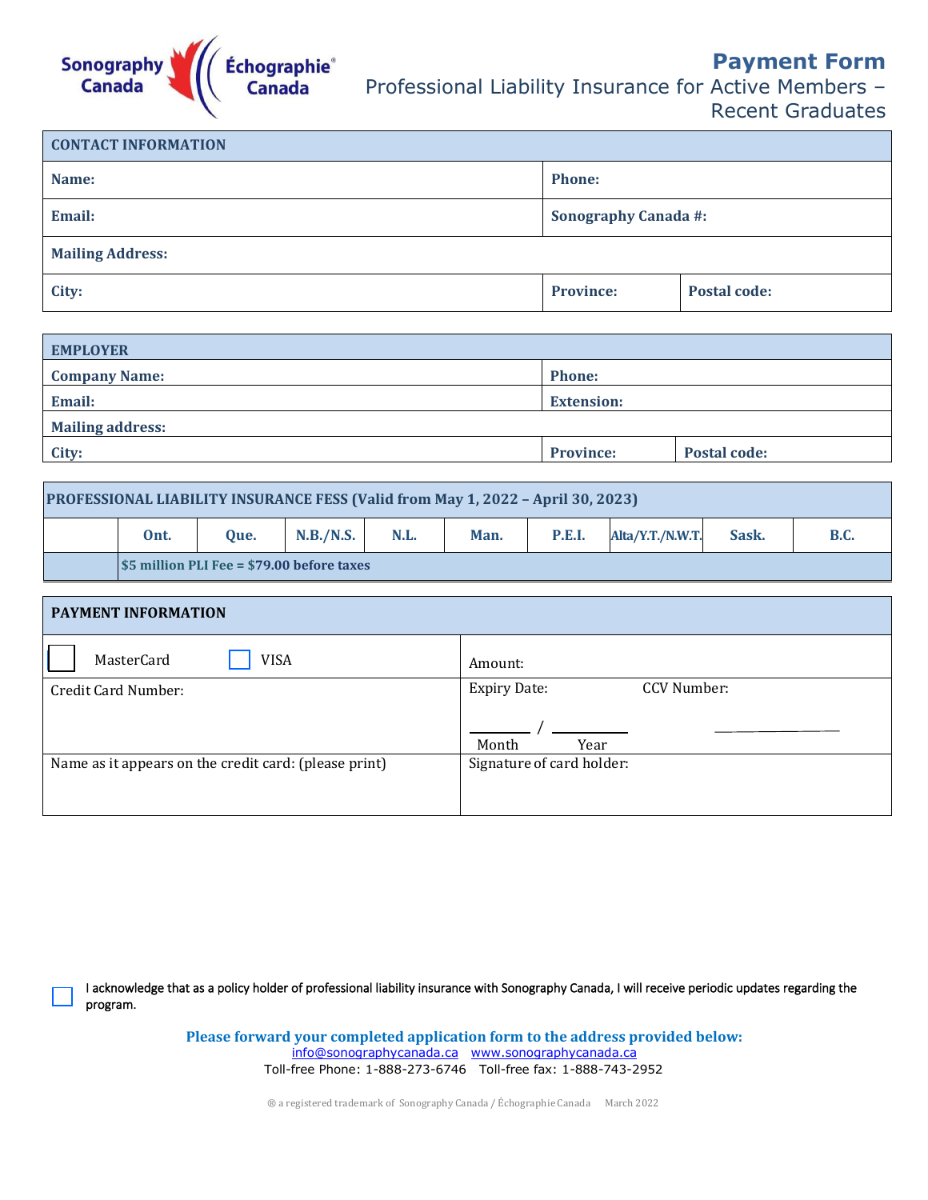Sonography Canada | Échographie® Canada

# Payment Form

## Professional Liability Insurance for Active Members – Recent Graduates

| CONTACT INFORMATION | | |
|---|---|---|
| **Name:** | **Phone:** | |
| **Email:** | **Sonography Canada #:** | |
| **Mailing Address:** | | |
| **City:** | **Province:** | **Postal code:** |

| EMPLOYER | | |
|---|---|---|
| **Company Name:** | **Phone:** | |
| **Email:** | **Extension:** | |
| **Mailing address:** | | |
| **City:** | **Province:** | **Postal code:** |

| PROFESSIONAL LIABILITY INSURANCE FESS (Valid from May 1, 2022 – April 30, 2023) | | | | | | | | | |
|---|---|---|---|---|---|---|---|---|---|
| | **Ont.** | **Que.** | **N.B./N.S.** | **N.L.** | **Man.** | **P.E.I.** | **Alta/Y.T./N.W.T.** | **Sask.** | **B.C.** |
| | **$5 million PLI Fee = $79.00 before taxes** | | | | | | | | |

| PAYMENT INFORMATION | |
|---|---|
| ☐ MasterCard ☐ VISA | Amount: |
| Credit Card Number: | Expiry Date: \_\_\_\_\_ / \_\_\_\_\_ (Month / Year) CCV Number: \_\_\_\_\_ |
| Name as it appears on the credit card: (please print) | Signature of card holder: |

☐ I acknowledge that as a policy holder of professional liability insurance with Sonography Canada, I will receive periodic updates regarding the program.

**Please forward your completed application form to the address provided below:**
info@sonographycanada.ca www.sonographycanada.ca
Toll-free Phone: 1-888-273-6746 Toll-free fax: 1-888-743-2952

® a registered trademark of Sonography Canada / Échographie Canada March 2022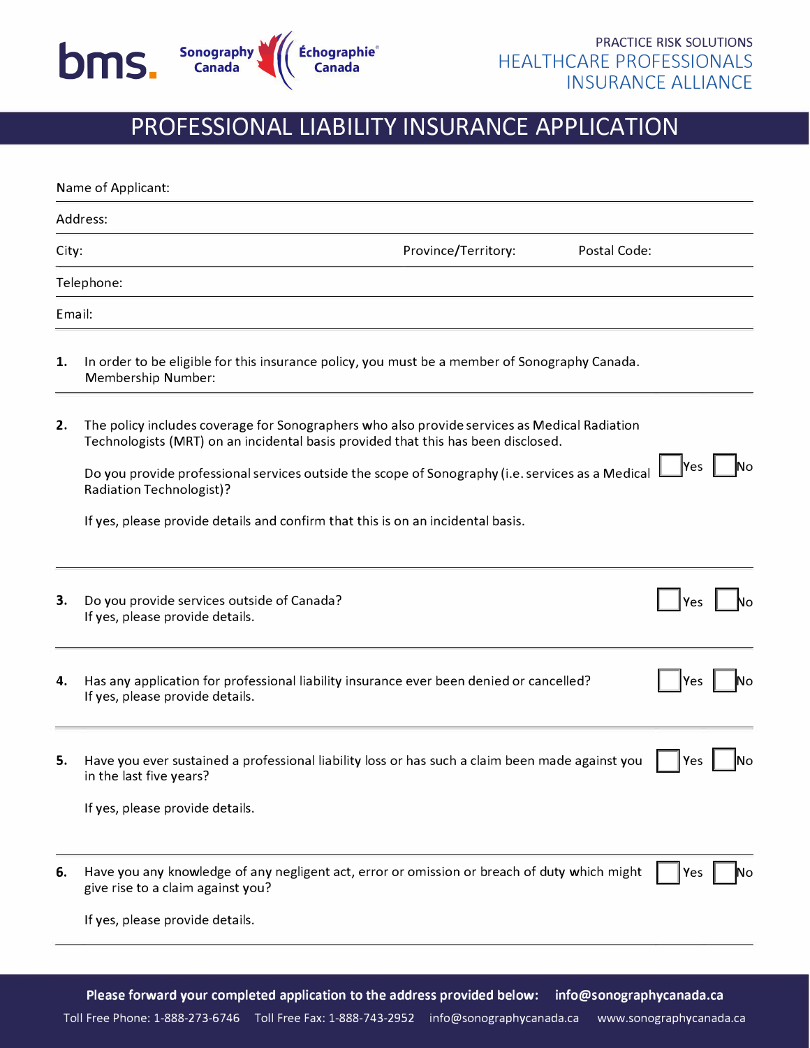PRACTICE RISK SOLUTIONS
HEALTHCARE PROFESSIONALS
INSURANCE ALLIANCE

# PROFESSIONAL LIABILITY INSURANCE APPLICATION

Name of Applicant:

Address:

City: Province/Territory: Postal Code:

Telephone:

Email:

**1.** In order to be eligible for this insurance policy, you must be a member of Sonography Canada.
Membership Number:

**2.** The policy includes coverage for Sonographers who also provide services as Medical Radiation Technologists (MRT) on an incidental basis provided that this has been disclosed.

Do you provide professional services outside the scope of Sonography (i.e. services as a Medical Radiation Technologist)? ☐ Yes ☐ No

If yes, please provide details and confirm that this is on an incidental basis.

**3.** Do you provide services outside of Canada? ☐ Yes ☐ No
If yes, please provide details.

**4.** Has any application for professional liability insurance ever been denied or cancelled? ☐ Yes ☐ No
If yes, please provide details.

**5.** Have you ever sustained a professional liability loss or has such a claim been made against you in the last five years? ☐ Yes ☐ No

If yes, please provide details.

**6.** Have you any knowledge of any negligent act, error or omission or breach of duty which might give rise to a claim against you? ☐ Yes ☐ No

If yes, please provide details.

**Please forward your completed application to the address provided below: info@sonographycanada.ca**

Toll Free Phone: 1-888-273-6746 Toll Free Fax: 1-888-743-2952 info@sonographycanada.ca www.sonographycanada.ca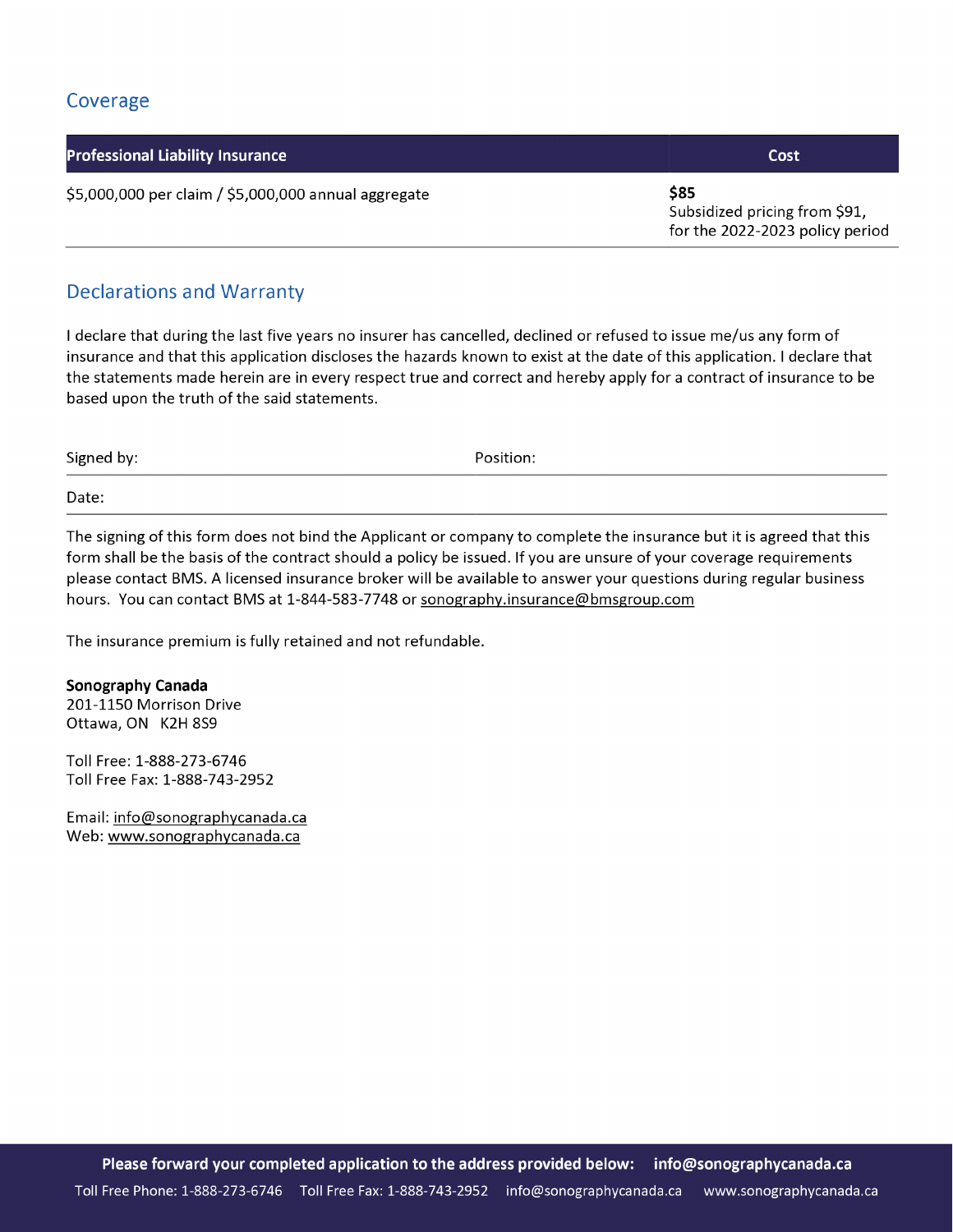## Coverage

| Professional Liability Insurance | Cost |
|---|---|
| $5,000,000 per claim / $5,000,000 annual aggregate | **$85**<br>Subsidized pricing from $91, for the 2022-2023 policy period |

## Declarations and Warranty

I declare that during the last five years no insurer has cancelled, declined or refused to issue me/us any form of insurance and that this application discloses the hazards known to exist at the date of this application. I declare that the statements made herein are in every respect true and correct and hereby apply for a contract of insurance to be based upon the truth of the said statements.

Signed by: Position:

Date:

The signing of this form does not bind the Applicant or company to complete the insurance but it is agreed that this form shall be the basis of the contract should a policy be issued. If you are unsure of your coverage requirements please contact BMS. A licensed insurance broker will be available to answer your questions during regular business hours. You can contact BMS at 1-844-583-7748 or sonography.insurance@bmsgroup.com

The insurance premium is fully retained and not refundable.

**Sonography Canada**
201-1150 Morrison Drive
Ottawa, ON K2H 8S9

Toll Free: 1-888-273-6746
Toll Free Fax: 1-888-743-2952

Email: info@sonographycanada.ca
Web: www.sonographycanada.ca

**Please forward your completed application to the address provided below: info@sonographycanada.ca**

Toll Free Phone: 1-888-273-6746 Toll Free Fax: 1-888-743-2952 info@sonographycanada.ca www.sonographycanada.ca